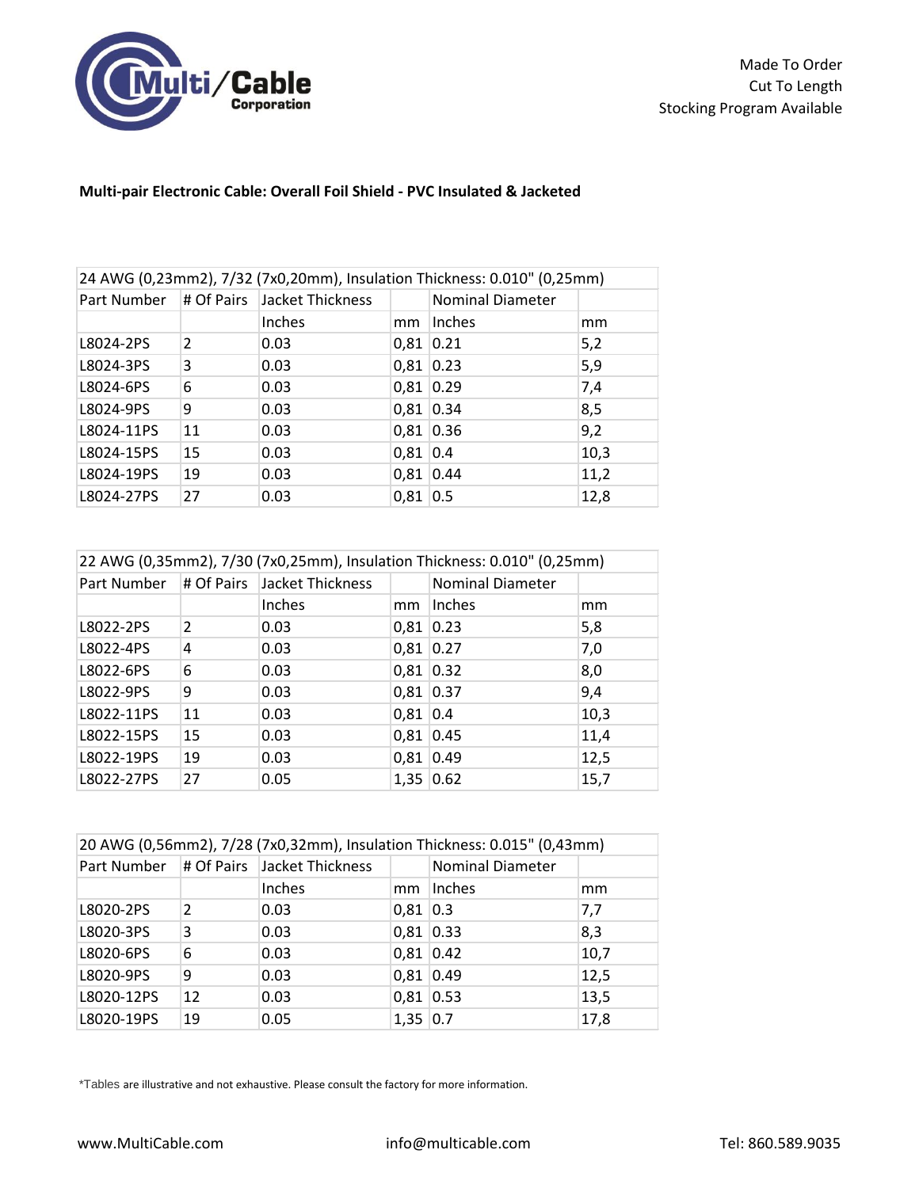Made To Order
Cut To Length
Stocking Program Available

**Multi-pair Electronic Cable: Overall Foil Shield - PVC Insulated & Jacketed**

| 24 AWG (0,23mm2), 7/32 (7x0,20mm), Insulation Thickness: 0.010" (0,25mm) | | | | | |
|---|---|---|---|---|---|
| Part Number | # Of Pairs | Jacket Thickness | | Nominal Diameter | |
| | | Inches | mm | Inches | mm |
| L8024-2PS | 2 | 0.03 | 0,81 | 0.21 | 5,2 |
| L8024-3PS | 3 | 0.03 | 0,81 | 0.23 | 5,9 |
| L8024-6PS | 6 | 0.03 | 0,81 | 0.29 | 7,4 |
| L8024-9PS | 9 | 0.03 | 0,81 | 0.34 | 8,5 |
| L8024-11PS | 11 | 0.03 | 0,81 | 0.36 | 9,2 |
| L8024-15PS | 15 | 0.03 | 0,81 | 0.4 | 10,3 |
| L8024-19PS | 19 | 0.03 | 0,81 | 0.44 | 11,2 |
| L8024-27PS | 27 | 0.03 | 0,81 | 0.5 | 12,8 |

| 22 AWG (0,35mm2), 7/30 (7x0,25mm), Insulation Thickness: 0.010" (0,25mm) | | | | | |
|---|---|---|---|---|---|
| Part Number | # Of Pairs | Jacket Thickness | | Nominal Diameter | |
| | | Inches | mm | Inches | mm |
| L8022-2PS | 2 | 0.03 | 0,81 | 0.23 | 5,8 |
| L8022-4PS | 4 | 0.03 | 0,81 | 0.27 | 7,0 |
| L8022-6PS | 6 | 0.03 | 0,81 | 0.32 | 8,0 |
| L8022-9PS | 9 | 0.03 | 0,81 | 0.37 | 9,4 |
| L8022-11PS | 11 | 0.03 | 0,81 | 0.4 | 10,3 |
| L8022-15PS | 15 | 0.03 | 0,81 | 0.45 | 11,4 |
| L8022-19PS | 19 | 0.03 | 0,81 | 0.49 | 12,5 |
| L8022-27PS | 27 | 0.05 | 1,35 | 0.62 | 15,7 |

| 20 AWG (0,56mm2), 7/28 (7x0,32mm), Insulation Thickness: 0.015" (0,43mm) | | | | | |
|---|---|---|---|---|---|
| Part Number | # Of Pairs | Jacket Thickness | | Nominal Diameter | |
| | | Inches | mm | Inches | mm |
| L8020-2PS | 2 | 0.03 | 0,81 | 0.3 | 7,7 |
| L8020-3PS | 3 | 0.03 | 0,81 | 0.33 | 8,3 |
| L8020-6PS | 6 | 0.03 | 0,81 | 0.42 | 10,7 |
| L8020-9PS | 9 | 0.03 | 0,81 | 0.49 | 12,5 |
| L8020-12PS | 12 | 0.03 | 0,81 | 0.53 | 13,5 |
| L8020-19PS | 19 | 0.05 | 1,35 | 0.7 | 17,8 |

*Tables are illustrative and not exhaustive. Please consult the factory for more information.

www.MultiCable.com info@multicable.com Tel: 860.589.9035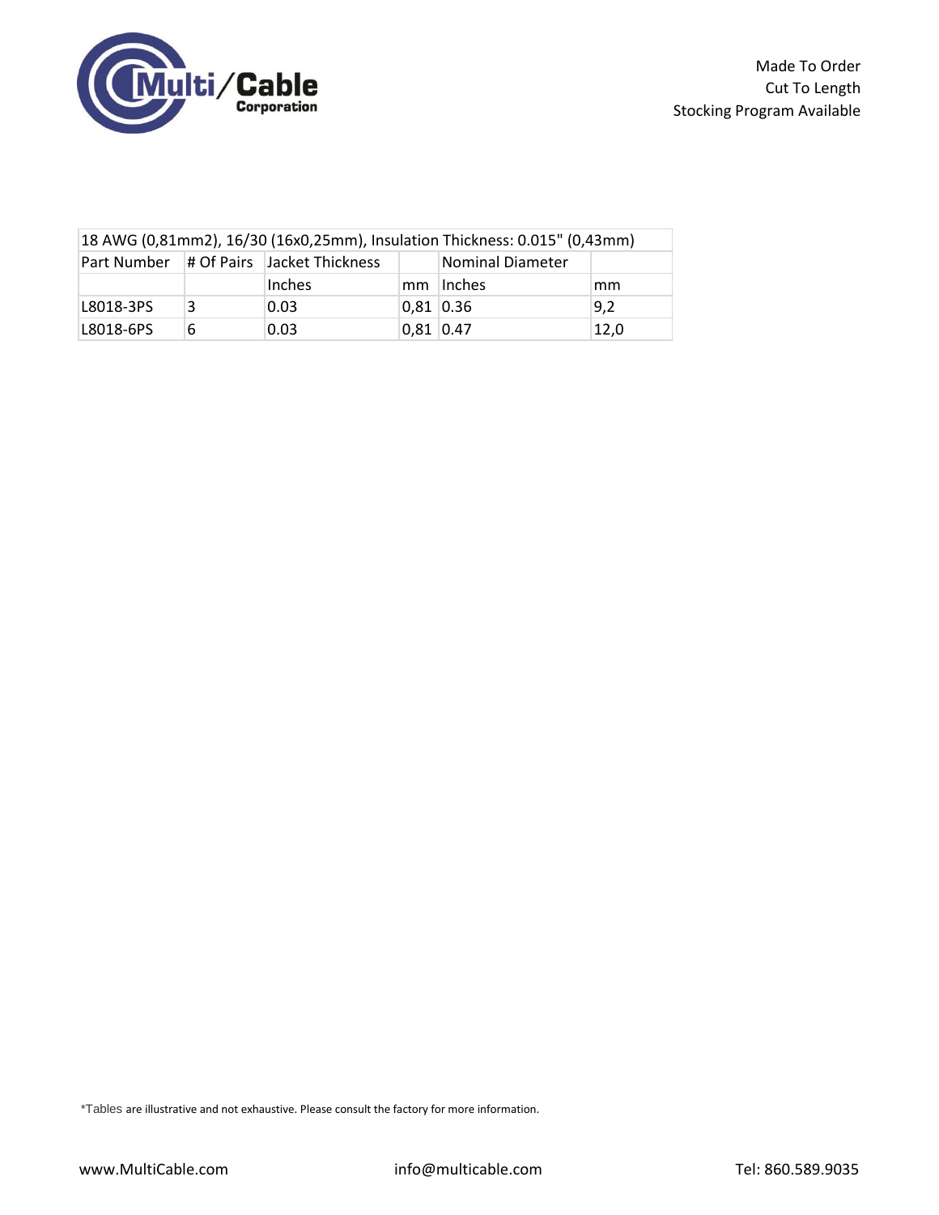Made To Order
Cut To Length
Stocking Program Available

| 18 AWG (0,81mm2), 16/30 (16x0,25mm), Insulation Thickness: 0.015" (0,43mm) | | | | | |
|---|---|---|---|---|---|
| Part Number | # Of Pairs | Jacket Thickness | | Nominal Diameter | |
| | | Inches | mm | Inches | mm |
| L8018-3PS | 3 | 0.03 | 0,81 | 0.36 | 9,2 |
| L8018-6PS | 6 | 0.03 | 0,81 | 0.47 | 12,0 |

*Tables are illustrative and not exhaustive. Please consult the factory for more information.

www.MultiCable.com info@multicable.com Tel: 860.589.9035